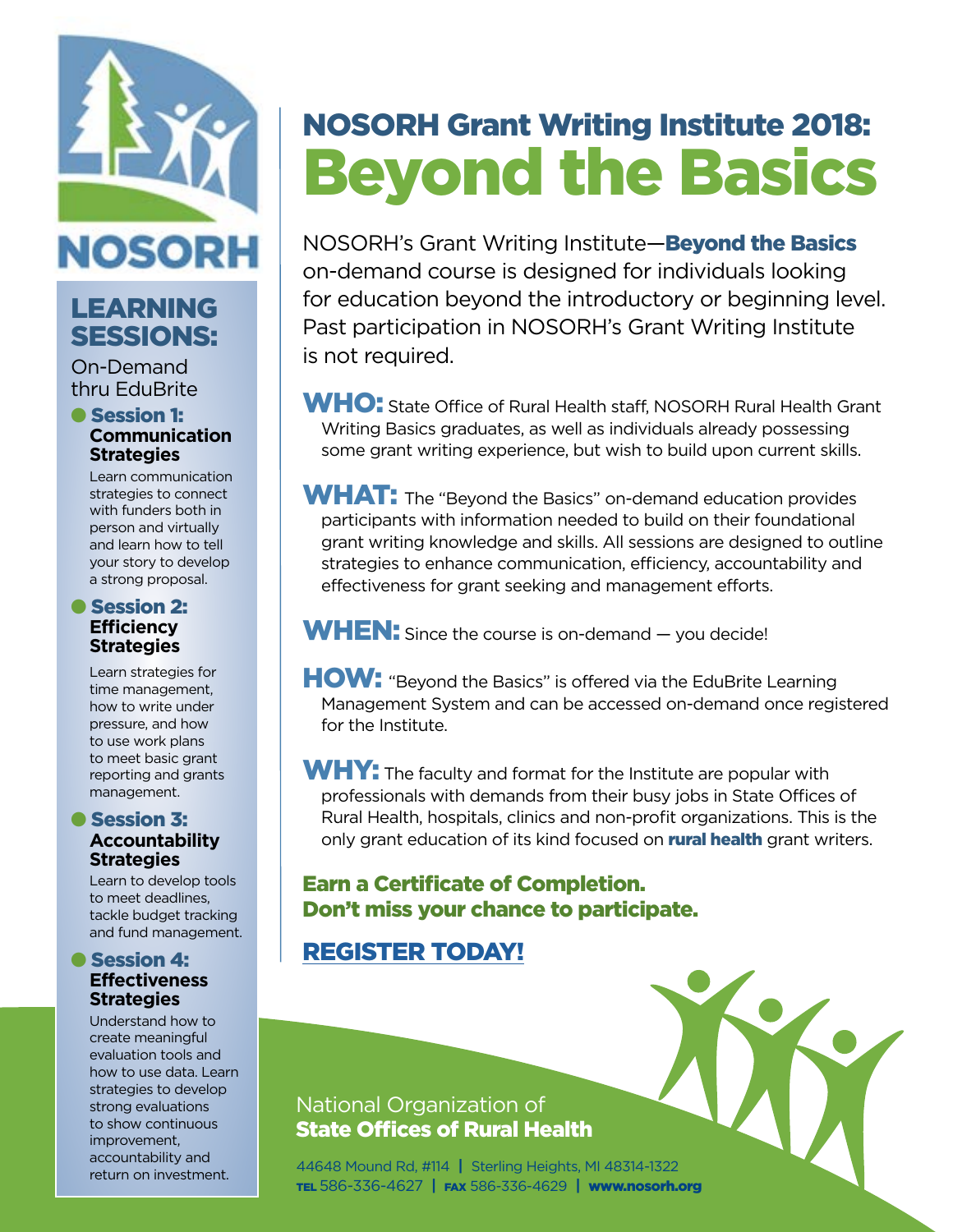NOSORH

# NOSORH Grant Writing Institute 2018: Beyond the Basics

NOSORH's Grant Writing Institute—**Beyond the Basics** on-demand course is designed for individuals looking for education beyond the introductory or beginning level. Past participation in NOSORH's Grant Writing Institute is not required.

**WHO:** State Office of Rural Health staff, NOSORH Rural Health Grant Writing Basics graduates, as well as individuals already possessing some grant writing experience, but wish to build upon current skills.

**WHAT:** The "Beyond the Basics" on-demand education provides participants with information needed to build on their foundational grant writing knowledge and skills. All sessions are designed to outline strategies to enhance communication, efficiency, accountability and effectiveness for grant seeking and management efforts.

**WHEN:** Since the course is on-demand — you decide!

**HOW:** "Beyond the Basics" is offered via the EduBrite Learning Management System and can be accessed on-demand once registered for the Institute.

**WHY:** The faculty and format for the Institute are popular with professionals with demands from their busy jobs in State Offices of Rural Health, hospitals, clinics and non-profit organizations. This is the only grant education of its kind focused on **rural health** grant writers.

**Earn a Certificate of Completion.**
**Don't miss your chance to participate.**

**REGISTER TODAY!**

## LEARNING SESSIONS:

On-Demand thru EduBrite

- **Session 1: Communication Strategies**
  Learn communication strategies to connect with funders both in person and virtually and learn how to tell your story to develop a strong proposal.

- **Session 2: Efficiency Strategies**
  Learn strategies for time management, how to write under pressure, and how to use work plans to meet basic grant reporting and grants management.

- **Session 3: Accountability Strategies**
  Learn to develop tools to meet deadlines, tackle budget tracking and fund management.

- **Session 4: Effectiveness Strategies**
  Understand how to create meaningful evaluation tools and how to use data. Learn strategies to develop strong evaluations to show continuous improvement, accountability and return on investment.

National Organization of
**State Offices of Rural Health**

44648 Mound Rd, #114 | Sterling Heights, MI 48314-1322
TEL 586-336-4627 | FAX 586-336-4629 | **www.nosorh.org**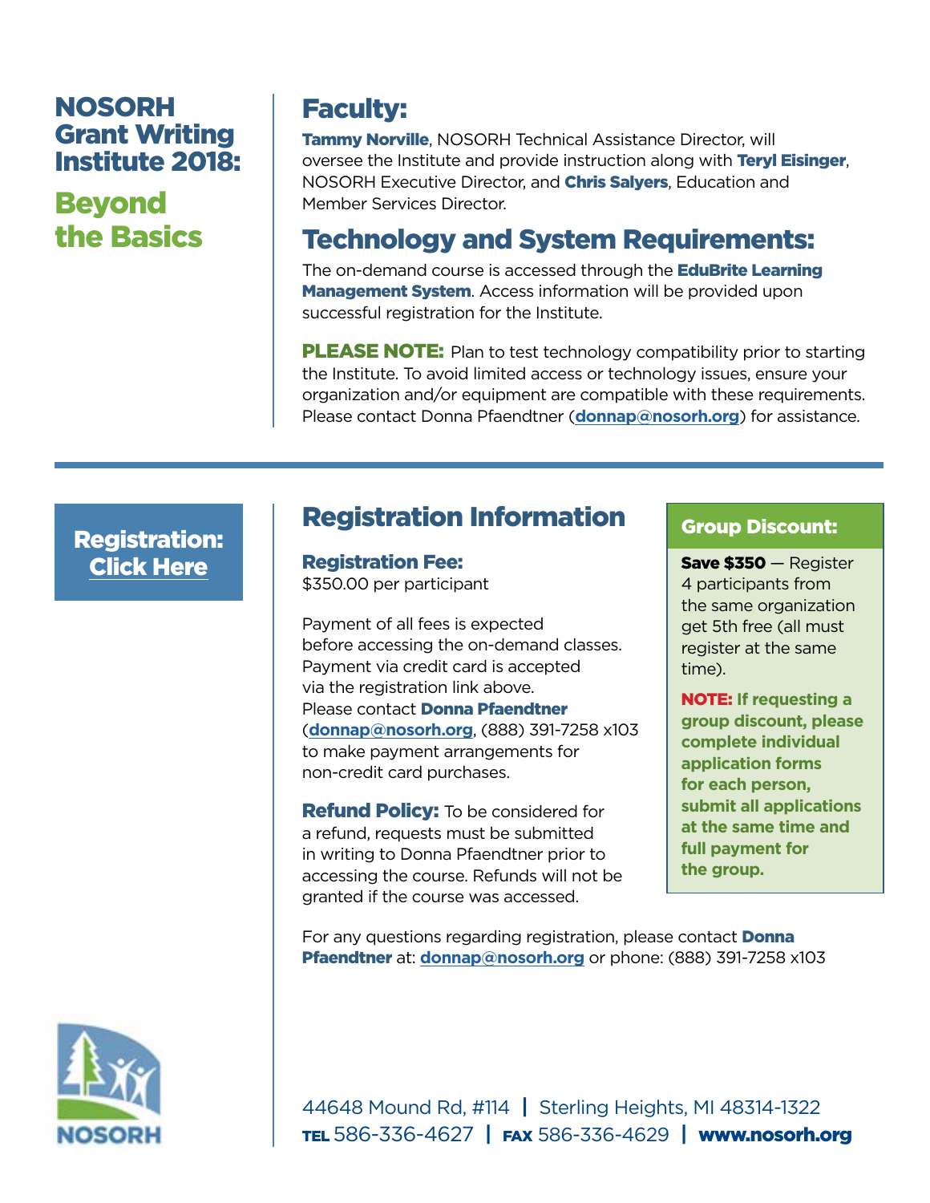# NOSORH Grant Writing Institute 2018:

## Beyond the Basics

## Faculty:

**Tammy Norville**, NOSORH Technical Assistance Director, will oversee the Institute and provide instruction along with **Teryl Eisinger**, NOSORH Executive Director, and **Chris Salyers**, Education and Member Services Director.

## Technology and System Requirements:

The on-demand course is accessed through the **EduBrite Learning Management System**. Access information will be provided upon successful registration for the Institute.

**PLEASE NOTE:** Plan to test technology compatibility prior to starting the Institute. To avoid limited access or technology issues, ensure your organization and/or equipment are compatible with these requirements. Please contact Donna Pfaendtner (donnap@nosorh.org) for assistance.

**Registration: Click Here**

## Registration Information

### Registration Fee:

$350.00 per participant

Payment of all fees is expected before accessing the on-demand classes. Payment via credit card is accepted via the registration link above. Please contact **Donna Pfaendtner** (donnap@nosorh.org, (888) 391-7258 x103 to make payment arrangements for non-credit card purchases.

**Refund Policy:** To be considered for a refund, requests must be submitted in writing to Donna Pfaendtner prior to accessing the course. Refunds will not be granted if the course was accessed.

### Group Discount:

**Save $350** — Register 4 participants from the same organization get 5th free (all must register at the same time).

**NOTE: If requesting a group discount, please complete individual application forms for each person, submit all applications at the same time and full payment for the group.**

For any questions regarding registration, please contact **Donna Pfaendtner** at: donnap@nosorh.org or phone: (888) 391-7258 x103

NOSORH

44648 Mound Rd, #114 | Sterling Heights, MI 48314-1322
**TEL** 586-336-4627 | **FAX** 586-336-4629 | **www.nosorh.org**